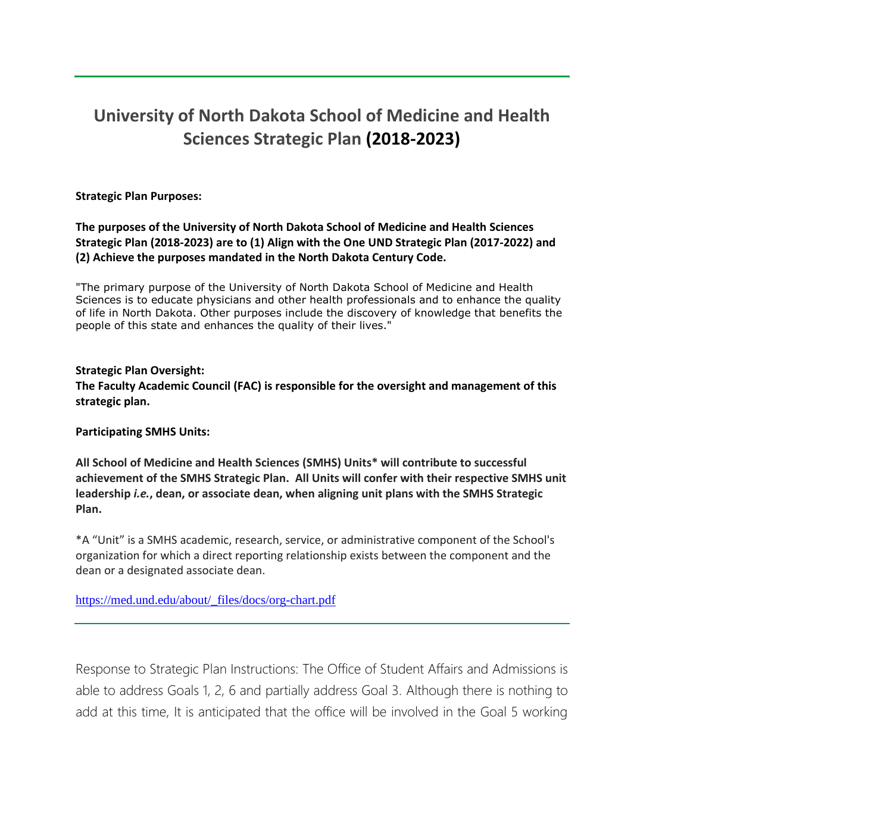# University of North Dakota School of Medicine and Health Sciences Strategic Plan **(2018-2023)**

**Strategic Plan Purposes:**

**The purposes of the University of North Dakota School of Medicine and Health Sciences Strategic Plan (2018-2023) are to (1) Align with the One UND Strategic Plan (2017-2022) and (2) Achieve the purposes mandated in the North Dakota Century Code.**

"The primary purpose of the University of North Dakota School of Medicine and Health Sciences is to educate physicians and other health professionals and to enhance the quality of life in North Dakota. Other purposes include the discovery of knowledge that benefits the people of this state and enhances the quality of their lives."

**Strategic Plan Oversight:**
**The Faculty Academic Council (FAC) is responsible for the oversight and management of this strategic plan.**

**Participating SMHS Units:**

**All School of Medicine and Health Sciences (SMHS) Units\* will contribute to successful achievement of the SMHS Strategic Plan. All Units will confer with their respective SMHS unit leadership *i.e.*, dean, or associate dean, when aligning unit plans with the SMHS Strategic Plan.**

*A "Unit" is a SMHS academic, research, service, or administrative component of the School's organization for which a direct reporting relationship exists between the component and the dean or a designated associate dean.

https://med.und.edu/about/_files/docs/org-chart.pdf

---

Response to Strategic Plan Instructions: The Office of Student Affairs and Admissions is able to address Goals 1, 2, 6 and partially address Goal 3. Although there is nothing to add at this time, It is anticipated that the office will be involved in the Goal 5 working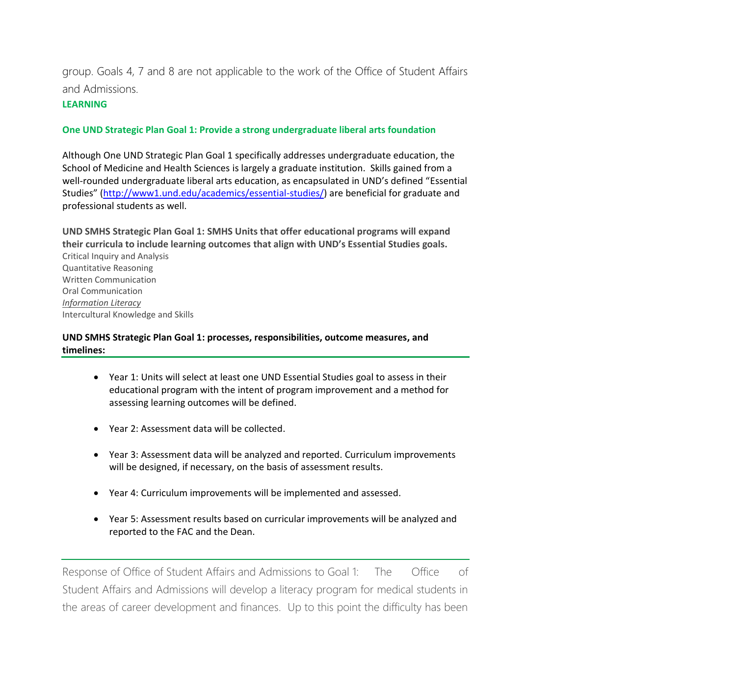group. Goals 4, 7 and 8 are not applicable to the work of the Office of Student Affairs and Admissions.

**LEARNING**

**One UND Strategic Plan Goal 1: Provide a strong undergraduate liberal arts foundation**

Although One UND Strategic Plan Goal 1 specifically addresses undergraduate education, the School of Medicine and Health Sciences is largely a graduate institution. Skills gained from a well-rounded undergraduate liberal arts education, as encapsulated in UND's defined "Essential Studies" (http://www1.und.edu/academics/essential-studies/) are beneficial for graduate and professional students as well.

**UND SMHS Strategic Plan Goal 1: SMHS Units that offer educational programs will expand their curricula to include learning outcomes that align with UND's Essential Studies goals.**

Critical Inquiry and Analysis
Quantitative Reasoning
Written Communication
Oral Communication
*Information Literacy*
Intercultural Knowledge and Skills

**UND SMHS Strategic Plan Goal 1: processes, responsibilities, outcome measures, and timelines:**

- Year 1: Units will select at least one UND Essential Studies goal to assess in their educational program with the intent of program improvement and a method for assessing learning outcomes will be defined.
- Year 2: Assessment data will be collected.
- Year 3: Assessment data will be analyzed and reported. Curriculum improvements will be designed, if necessary, on the basis of assessment results.
- Year 4: Curriculum improvements will be implemented and assessed.
- Year 5: Assessment results based on curricular improvements will be analyzed and reported to the FAC and the Dean.

Response of Office of Student Affairs and Admissions to Goal 1: The Office of Student Affairs and Admissions will develop a literacy program for medical students in the areas of career development and finances. Up to this point the difficulty has been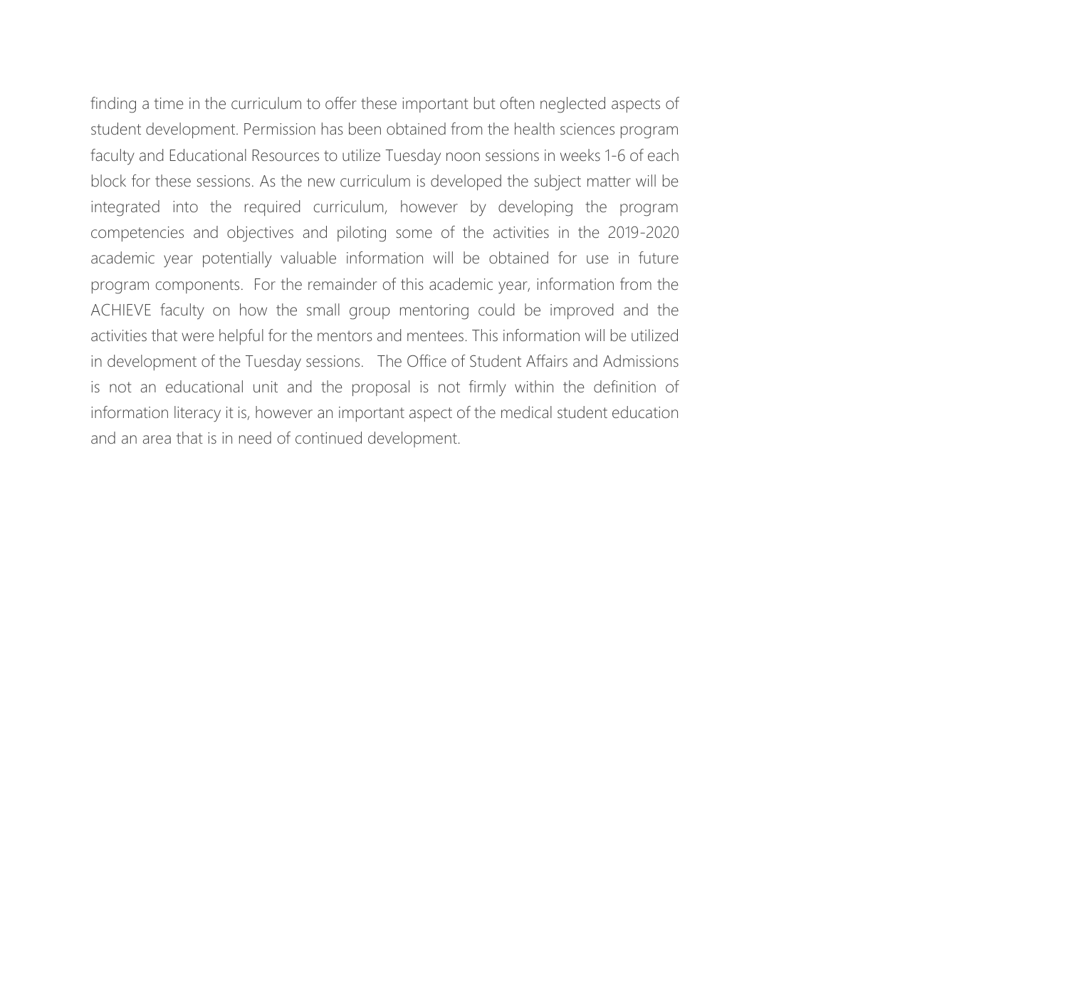finding a time in the curriculum to offer these important but often neglected aspects of student development. Permission has been obtained from the health sciences program faculty and Educational Resources to utilize Tuesday noon sessions in weeks 1-6 of each block for these sessions. As the new curriculum is developed the subject matter will be integrated into the required curriculum, however by developing the program competencies and objectives and piloting some of the activities in the 2019-2020 academic year potentially valuable information will be obtained for use in future program components. For the remainder of this academic year, information from the ACHIEVE faculty on how the small group mentoring could be improved and the activities that were helpful for the mentors and mentees. This information will be utilized in development of the Tuesday sessions. The Office of Student Affairs and Admissions is not an educational unit and the proposal is not firmly within the definition of information literacy it is, however an important aspect of the medical student education and an area that is in need of continued development.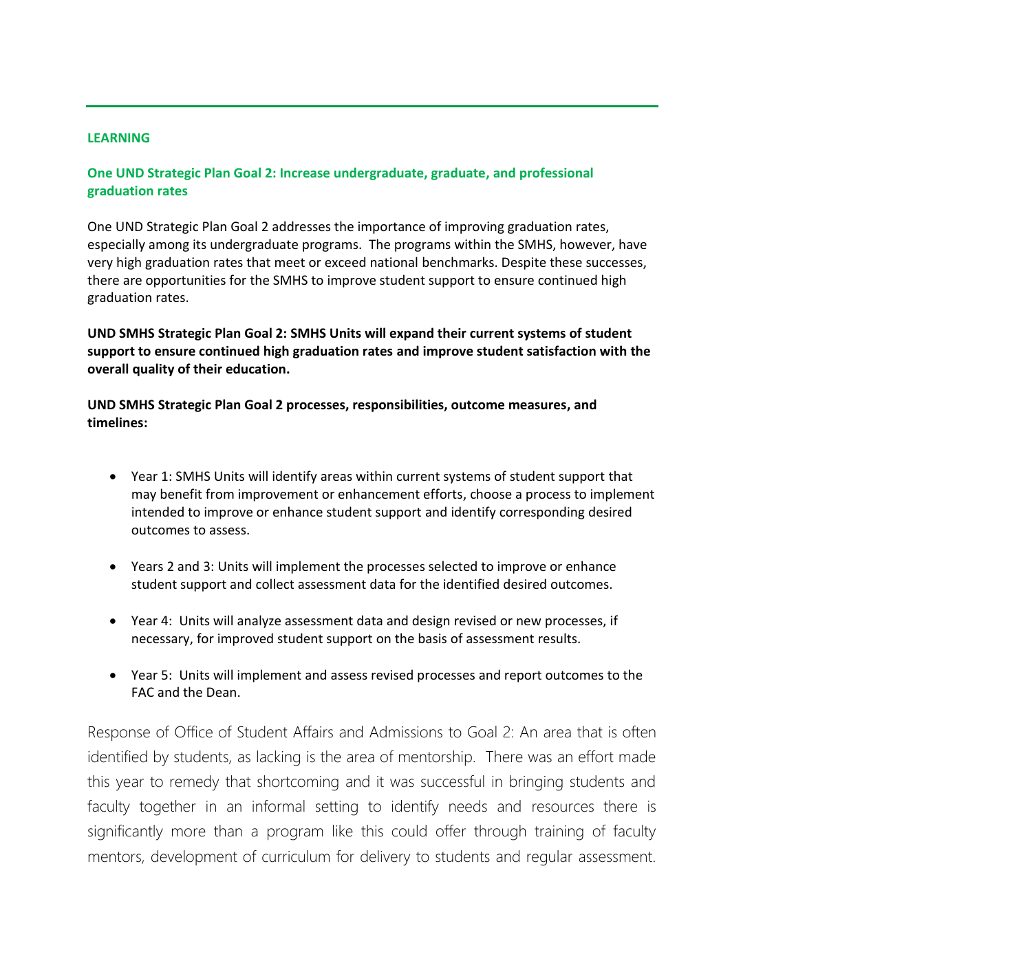## LEARNING

### One UND Strategic Plan Goal 2: Increase undergraduate, graduate, and professional graduation rates

One UND Strategic Plan Goal 2 addresses the importance of improving graduation rates, especially among its undergraduate programs. The programs within the SMHS, however, have very high graduation rates that meet or exceed national benchmarks. Despite these successes, there are opportunities for the SMHS to improve student support to ensure continued high graduation rates.

**UND SMHS Strategic Plan Goal 2: SMHS Units will expand their current systems of student support to ensure continued high graduation rates and improve student satisfaction with the overall quality of their education.**

**UND SMHS Strategic Plan Goal 2 processes, responsibilities, outcome measures, and timelines:**

- Year 1: SMHS Units will identify areas within current systems of student support that may benefit from improvement or enhancement efforts, choose a process to implement intended to improve or enhance student support and identify corresponding desired outcomes to assess.
- Years 2 and 3: Units will implement the processes selected to improve or enhance student support and collect assessment data for the identified desired outcomes.
- Year 4: Units will analyze assessment data and design revised or new processes, if necessary, for improved student support on the basis of assessment results.
- Year 5: Units will implement and assess revised processes and report outcomes to the FAC and the Dean.

Response of Office of Student Affairs and Admissions to Goal 2: An area that is often identified by students, as lacking is the area of mentorship. There was an effort made this year to remedy that shortcoming and it was successful in bringing students and faculty together in an informal setting to identify needs and resources there is significantly more than a program like this could offer through training of faculty mentors, development of curriculum for delivery to students and regular assessment.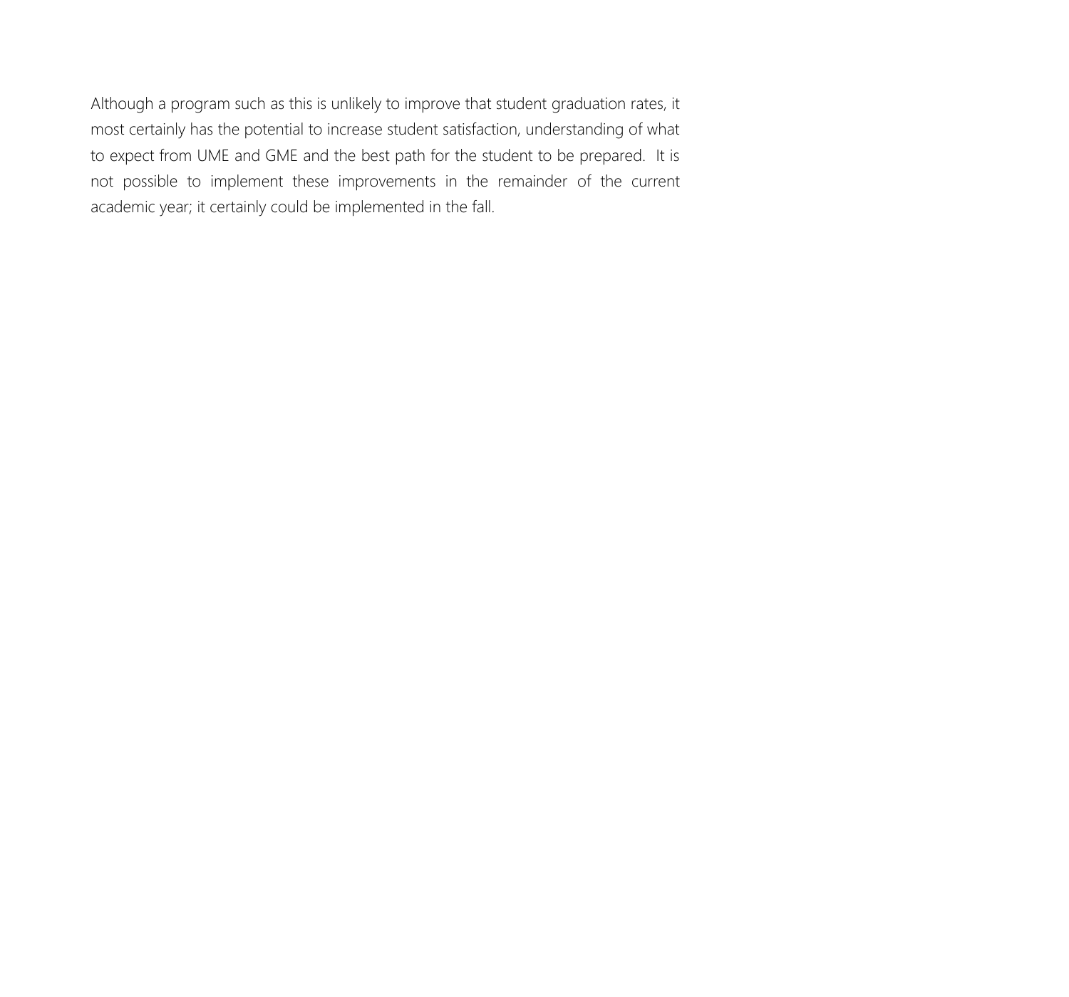Although a program such as this is unlikely to improve that student graduation rates, it most certainly has the potential to increase student satisfaction, understanding of what to expect from UME and GME and the best path for the student to be prepared.  It is not possible to implement these improvements in the remainder of the current academic year; it certainly could be implemented in the fall.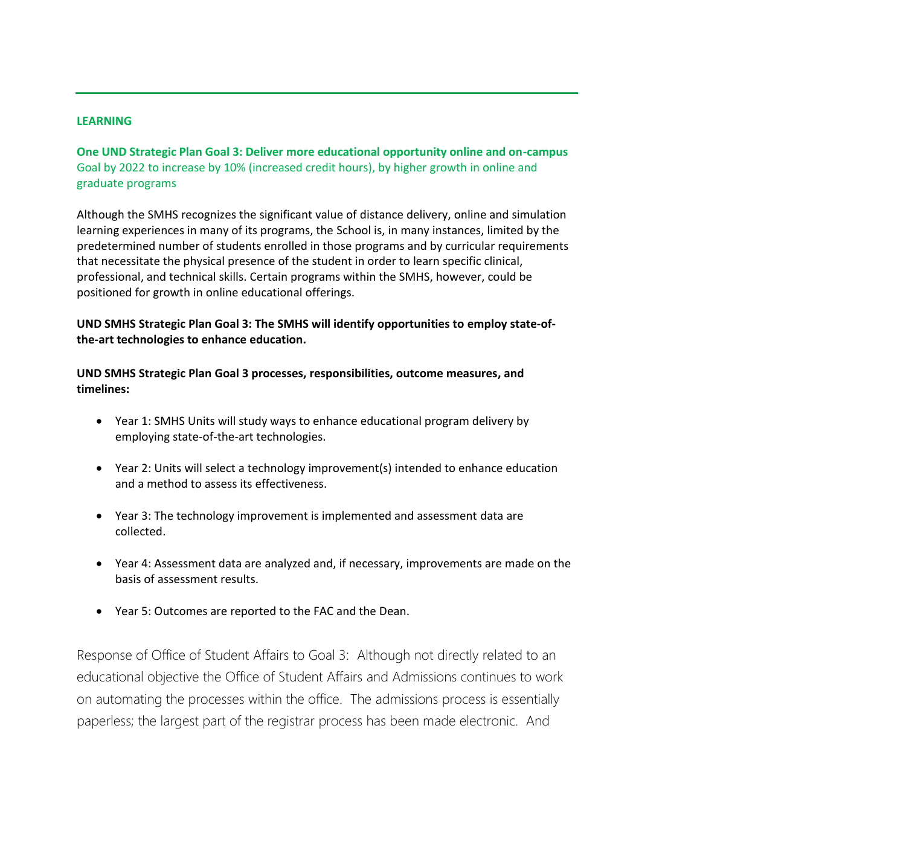## LEARNING

**One UND Strategic Plan Goal 3: Deliver more educational opportunity online and on-campus**
Goal by 2022 to increase by 10% (increased credit hours), by higher growth in online and graduate programs

Although the SMHS recognizes the significant value of distance delivery, online and simulation learning experiences in many of its programs, the School is, in many instances, limited by the predetermined number of students enrolled in those programs and by curricular requirements that necessitate the physical presence of the student in order to learn specific clinical, professional, and technical skills. Certain programs within the SMHS, however, could be positioned for growth in online educational offerings.

**UND SMHS Strategic Plan Goal 3: The SMHS will identify opportunities to employ state-of-the-art technologies to enhance education.**

**UND SMHS Strategic Plan Goal 3 processes, responsibilities, outcome measures, and timelines:**

- Year 1: SMHS Units will study ways to enhance educational program delivery by employing state-of-the-art technologies.
- Year 2: Units will select a technology improvement(s) intended to enhance education and a method to assess its effectiveness.
- Year 3: The technology improvement is implemented and assessment data are collected.
- Year 4: Assessment data are analyzed and, if necessary, improvements are made on the basis of assessment results.
- Year 5: Outcomes are reported to the FAC and the Dean.

Response of Office of Student Affairs to Goal 3: Although not directly related to an educational objective the Office of Student Affairs and Admissions continues to work on automating the processes within the office. The admissions process is essentially paperless; the largest part of the registrar process has been made electronic. And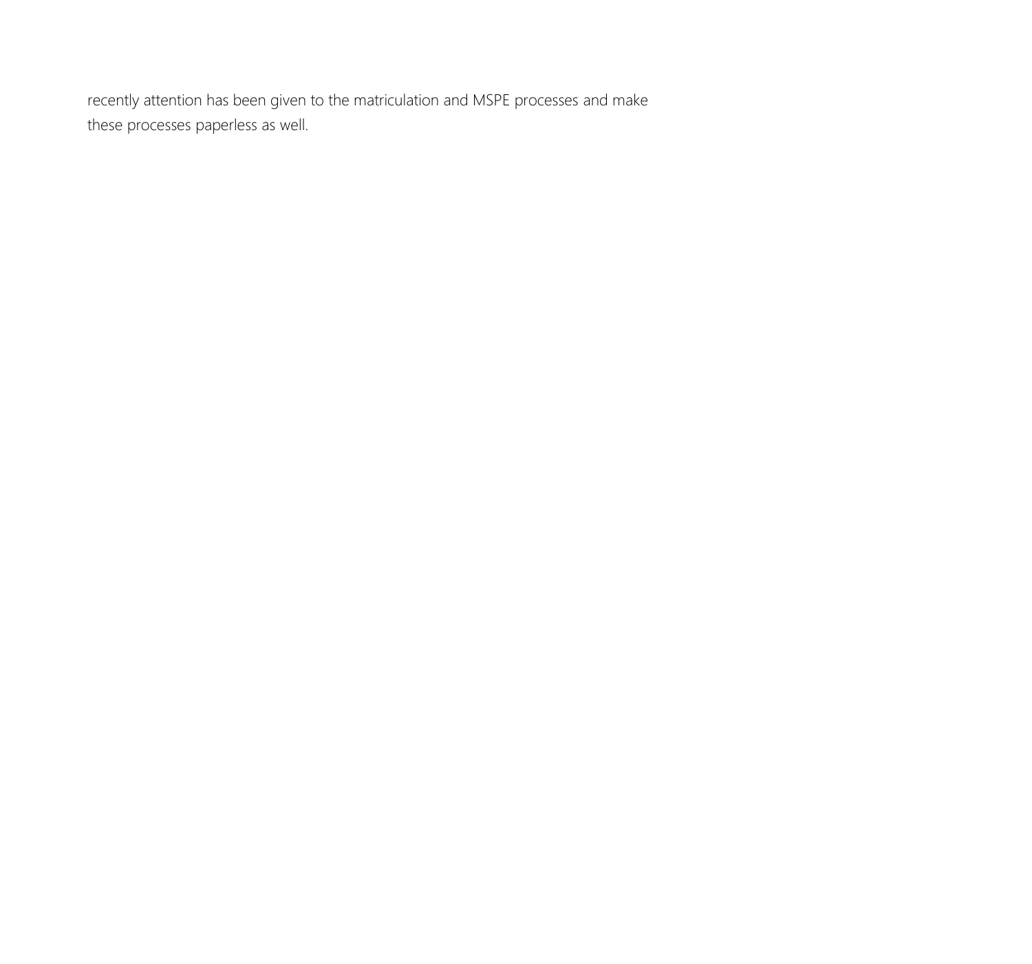recently attention has been given to the matriculation and MSPE processes and make these processes paperless as well.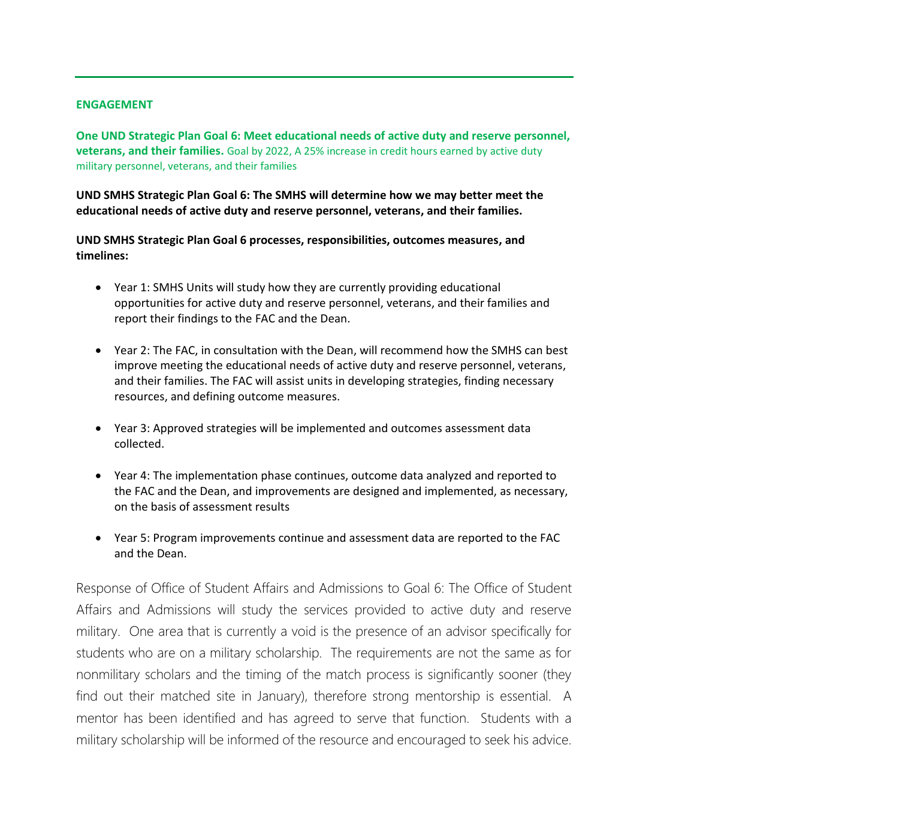**ENGAGEMENT**

**One UND Strategic Plan Goal 6: Meet educational needs of active duty and reserve personnel, veterans, and their families.** Goal by 2022, A 25% increase in credit hours earned by active duty military personnel, veterans, and their families

**UND SMHS Strategic Plan Goal 6: The SMHS will determine how we may better meet the educational needs of active duty and reserve personnel, veterans, and their families.**

**UND SMHS Strategic Plan Goal 6 processes, responsibilities, outcomes measures, and timelines:**

- Year 1: SMHS Units will study how they are currently providing educational opportunities for active duty and reserve personnel, veterans, and their families and report their findings to the FAC and the Dean.

- Year 2: The FAC, in consultation with the Dean, will recommend how the SMHS can best improve meeting the educational needs of active duty and reserve personnel, veterans, and their families. The FAC will assist units in developing strategies, finding necessary resources, and defining outcome measures.

- Year 3: Approved strategies will be implemented and outcomes assessment data collected.

- Year 4: The implementation phase continues, outcome data analyzed and reported to the FAC and the Dean, and improvements are designed and implemented, as necessary, on the basis of assessment results

- Year 5: Program improvements continue and assessment data are reported to the FAC and the Dean.

Response of Office of Student Affairs and Admissions to Goal 6: The Office of Student Affairs and Admissions will study the services provided to active duty and reserve military. One area that is currently a void is the presence of an advisor specifically for students who are on a military scholarship. The requirements are not the same as for nonmilitary scholars and the timing of the match process is significantly sooner (they find out their matched site in January), therefore strong mentorship is essential. A mentor has been identified and has agreed to serve that function. Students with a military scholarship will be informed of the resource and encouraged to seek his advice.